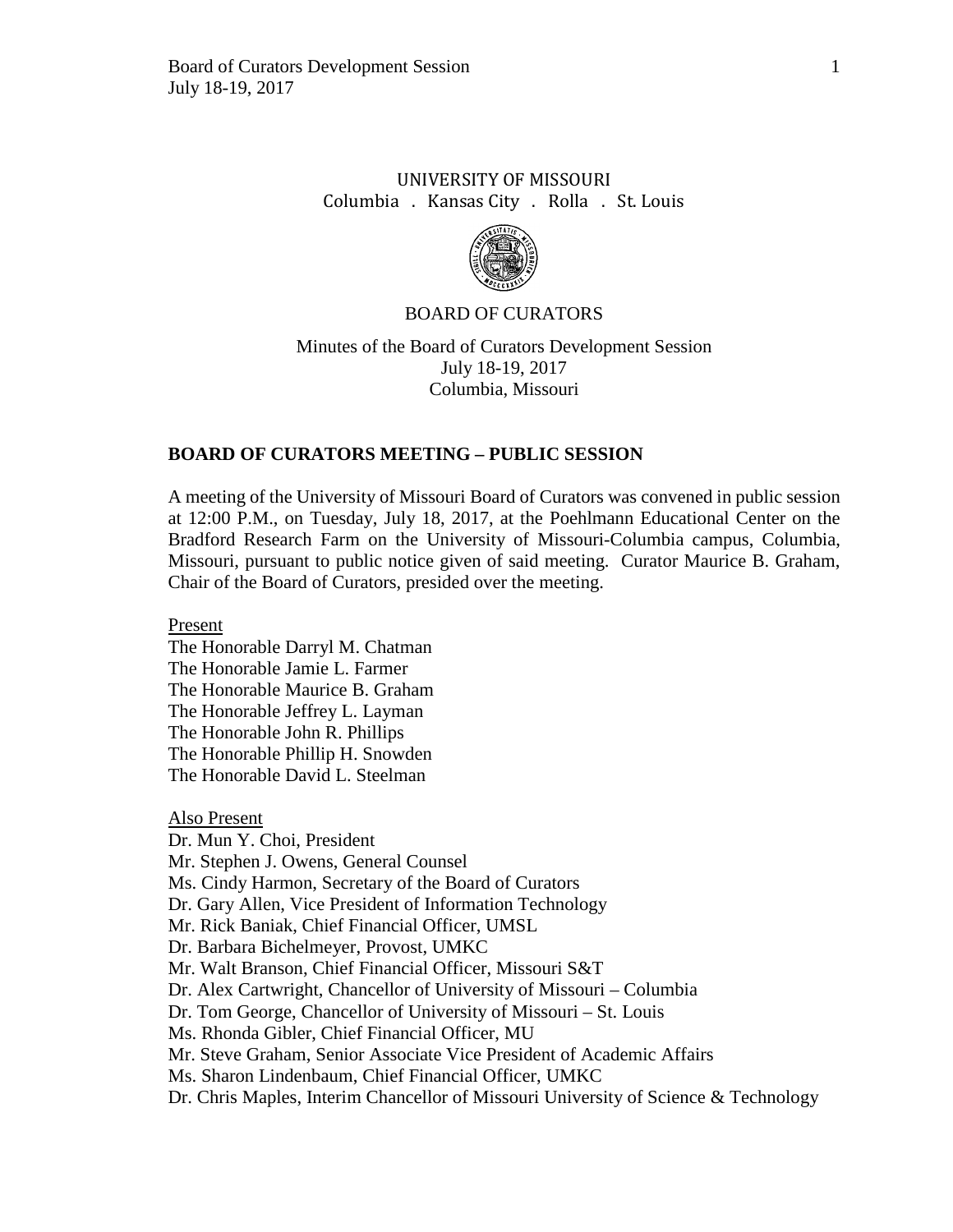UNIVERSITY OF MISSOURI
Columbia . Kansas City . Rolla . St. Louis

BOARD OF CURATORS

Minutes of the Board of Curators Development Session
July 18-19, 2017
Columbia, Missouri

## BOARD OF CURATORS MEETING – PUBLIC SESSION

A meeting of the University of Missouri Board of Curators was convened in public session at 12:00 P.M., on Tuesday, July 18, 2017, at the Poehlmann Educational Center on the Bradford Research Farm on the University of Missouri-Columbia campus, Columbia, Missouri, pursuant to public notice given of said meeting. Curator Maurice B. Graham, Chair of the Board of Curators, presided over the meeting.

Present

The Honorable Darryl M. Chatman
The Honorable Jamie L. Farmer
The Honorable Maurice B. Graham
The Honorable Jeffrey L. Layman
The Honorable John R. Phillips
The Honorable Phillip H. Snowden
The Honorable David L. Steelman

Also Present

Dr. Mun Y. Choi, President
Mr. Stephen J. Owens, General Counsel
Ms. Cindy Harmon, Secretary of the Board of Curators
Dr. Gary Allen, Vice President of Information Technology
Mr. Rick Baniak, Chief Financial Officer, UMSL
Dr. Barbara Bichelmeyer, Provost, UMKC
Mr. Walt Branson, Chief Financial Officer, Missouri S&T
Dr. Alex Cartwright, Chancellor of University of Missouri – Columbia
Dr. Tom George, Chancellor of University of Missouri – St. Louis
Ms. Rhonda Gibler, Chief Financial Officer, MU
Mr. Steve Graham, Senior Associate Vice President of Academic Affairs
Ms. Sharon Lindenbaum, Chief Financial Officer, UMKC
Dr. Chris Maples, Interim Chancellor of Missouri University of Science & Technology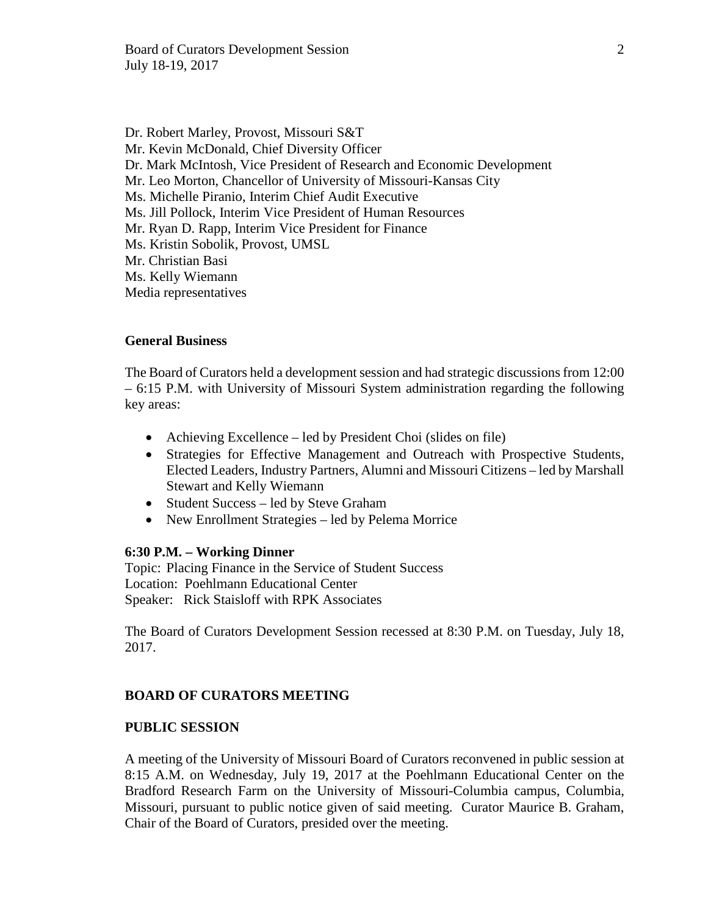Dr. Robert Marley, Provost, Missouri S&T
Mr. Kevin McDonald, Chief Diversity Officer
Dr. Mark McIntosh, Vice President of Research and Economic Development
Mr. Leo Morton, Chancellor of University of Missouri-Kansas City
Ms. Michelle Piranio, Interim Chief Audit Executive
Ms. Jill Pollock, Interim Vice President of Human Resources
Mr. Ryan D. Rapp, Interim Vice President for Finance
Ms. Kristin Sobolik, Provost, UMSL
Mr. Christian Basi
Ms. Kelly Wiemann
Media representatives

**General Business**

The Board of Curators held a development session and had strategic discussions from 12:00 – 6:15 P.M. with University of Missouri System administration regarding the following key areas:

- Achieving Excellence – led by President Choi (slides on file)
- Strategies for Effective Management and Outreach with Prospective Students, Elected Leaders, Industry Partners, Alumni and Missouri Citizens – led by Marshall Stewart and Kelly Wiemann
- Student Success – led by Steve Graham
- New Enrollment Strategies – led by Pelema Morrice

**6:30 P.M. – Working Dinner**
Topic: Placing Finance in the Service of Student Success
Location: Poehlmann Educational Center
Speaker: Rick Staisloff with RPK Associates

The Board of Curators Development Session recessed at 8:30 P.M. on Tuesday, July 18, 2017.

**BOARD OF CURATORS MEETING**

**PUBLIC SESSION**

A meeting of the University of Missouri Board of Curators reconvened in public session at 8:15 A.M. on Wednesday, July 19, 2017 at the Poehlmann Educational Center on the Bradford Research Farm on the University of Missouri-Columbia campus, Columbia, Missouri, pursuant to public notice given of said meeting. Curator Maurice B. Graham, Chair of the Board of Curators, presided over the meeting.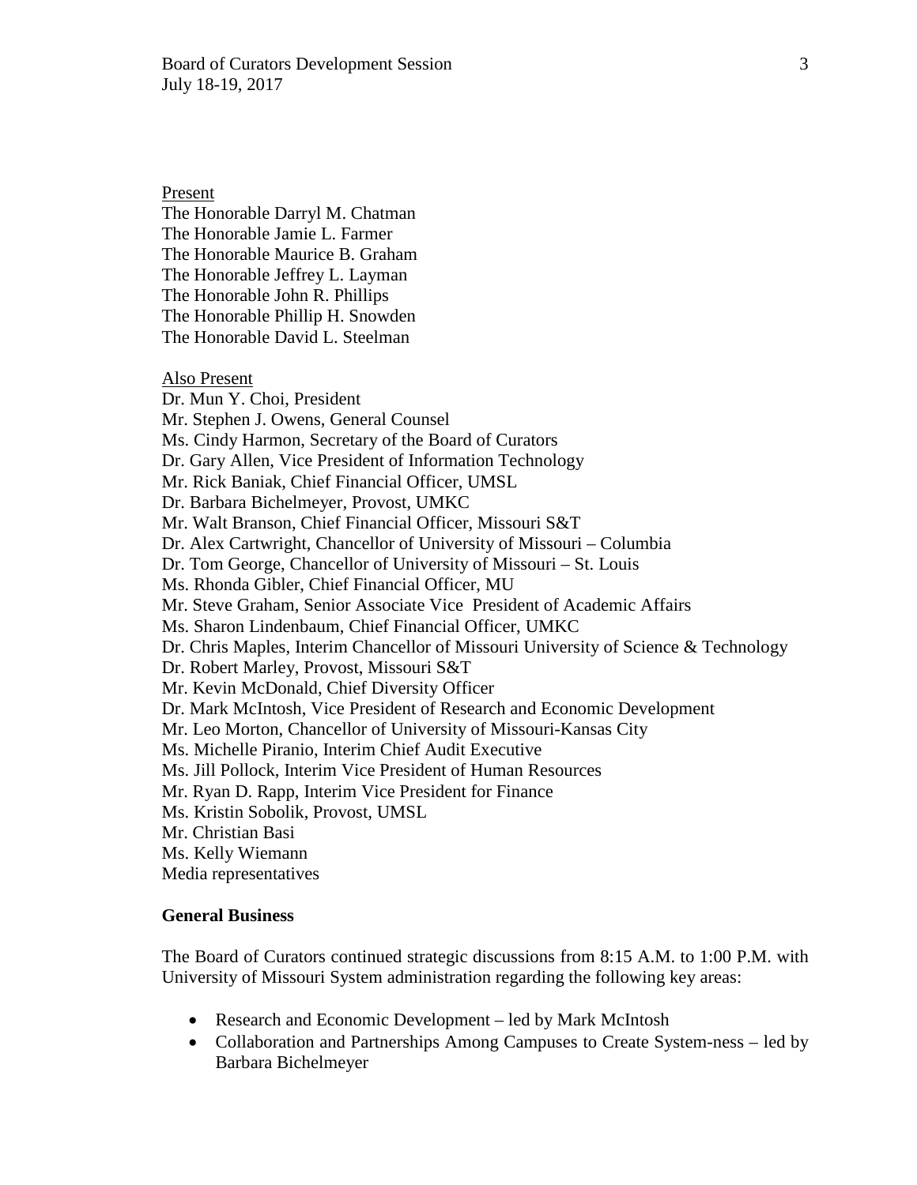Present

The Honorable Darryl M. Chatman
The Honorable Jamie L. Farmer
The Honorable Maurice B. Graham
The Honorable Jeffrey L. Layman
The Honorable John R. Phillips
The Honorable Phillip H. Snowden
The Honorable David L. Steelman

Also Present

Dr. Mun Y. Choi, President
Mr. Stephen J. Owens, General Counsel
Ms. Cindy Harmon, Secretary of the Board of Curators
Dr. Gary Allen, Vice President of Information Technology
Mr. Rick Baniak, Chief Financial Officer, UMSL
Dr. Barbara Bichelmeyer, Provost, UMKC
Mr. Walt Branson, Chief Financial Officer, Missouri S&T
Dr. Alex Cartwright, Chancellor of University of Missouri – Columbia
Dr. Tom George, Chancellor of University of Missouri – St. Louis
Ms. Rhonda Gibler, Chief Financial Officer, MU
Mr. Steve Graham, Senior Associate Vice President of Academic Affairs
Ms. Sharon Lindenbaum, Chief Financial Officer, UMKC
Dr. Chris Maples, Interim Chancellor of Missouri University of Science & Technology
Dr. Robert Marley, Provost, Missouri S&T
Mr. Kevin McDonald, Chief Diversity Officer
Dr. Mark McIntosh, Vice President of Research and Economic Development
Mr. Leo Morton, Chancellor of University of Missouri-Kansas City
Ms. Michelle Piranio, Interim Chief Audit Executive
Ms. Jill Pollock, Interim Vice President of Human Resources
Mr. Ryan D. Rapp, Interim Vice President for Finance
Ms. Kristin Sobolik, Provost, UMSL
Mr. Christian Basi
Ms. Kelly Wiemann
Media representatives

**General Business**

The Board of Curators continued strategic discussions from 8:15 A.M. to 1:00 P.M. with University of Missouri System administration regarding the following key areas:

- Research and Economic Development – led by Mark McIntosh
- Collaboration and Partnerships Among Campuses to Create System-ness – led by Barbara Bichelmeyer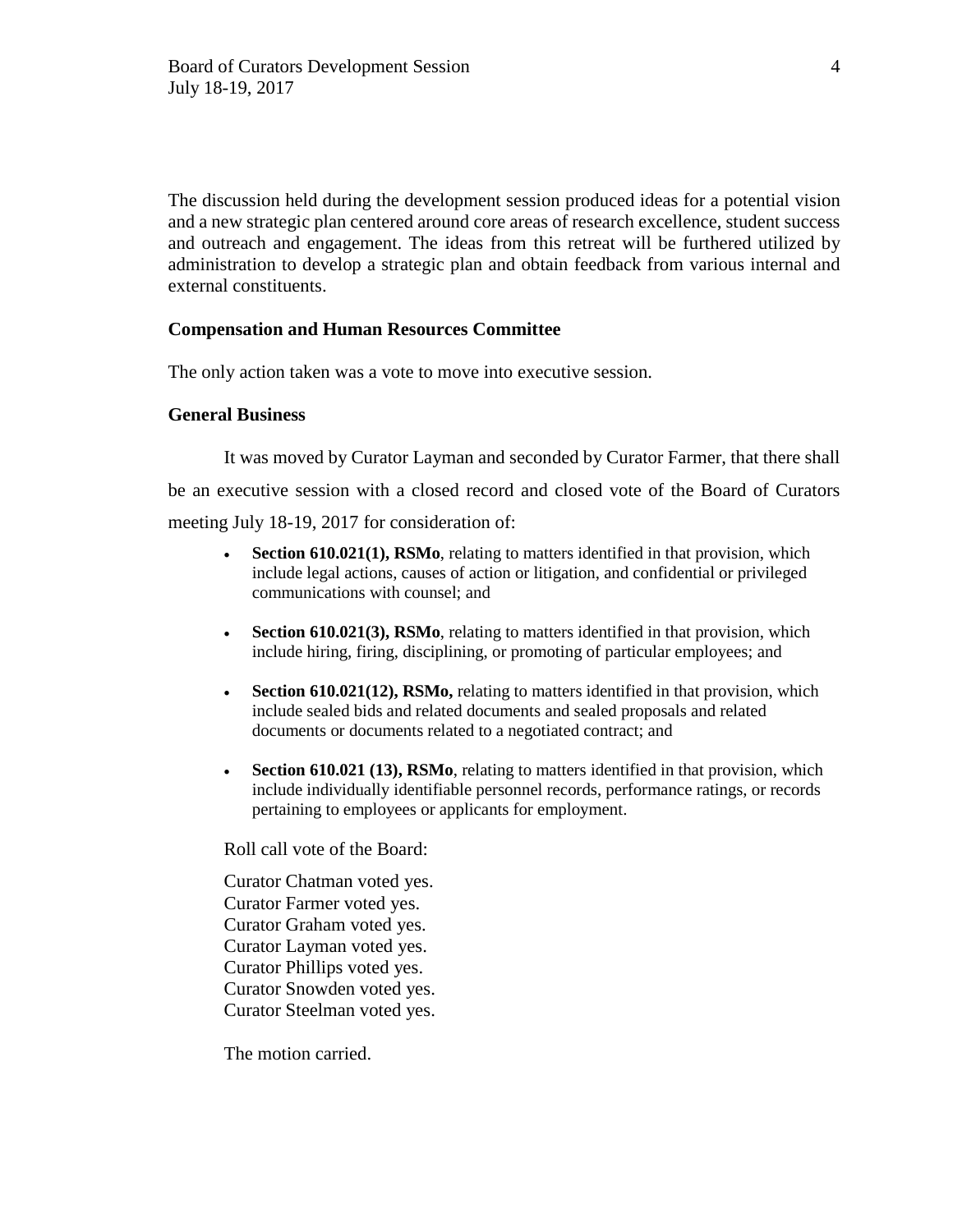The discussion held during the development session produced ideas for a potential vision and a new strategic plan centered around core areas of research excellence, student success and outreach and engagement. The ideas from this retreat will be furthered utilized by administration to develop a strategic plan and obtain feedback from various internal and external constituents.

**Compensation and Human Resources Committee**

The only action taken was a vote to move into executive session.

**General Business**

It was moved by Curator Layman and seconded by Curator Farmer, that there shall be an executive session with a closed record and closed vote of the Board of Curators meeting July 18-19, 2017 for consideration of:

- **Section 610.021(1), RSMo**, relating to matters identified in that provision, which include legal actions, causes of action or litigation, and confidential or privileged communications with counsel; and
- **Section 610.021(3), RSMo**, relating to matters identified in that provision, which include hiring, firing, disciplining, or promoting of particular employees; and
- **Section 610.021(12), RSMo,** relating to matters identified in that provision, which include sealed bids and related documents and sealed proposals and related documents or documents related to a negotiated contract; and
- **Section 610.021 (13), RSMo**, relating to matters identified in that provision, which include individually identifiable personnel records, performance ratings, or records pertaining to employees or applicants for employment.

Roll call vote of the Board:

Curator Chatman voted yes.
Curator Farmer voted yes.
Curator Graham voted yes.
Curator Layman voted yes.
Curator Phillips voted yes.
Curator Snowden voted yes.
Curator Steelman voted yes.

The motion carried.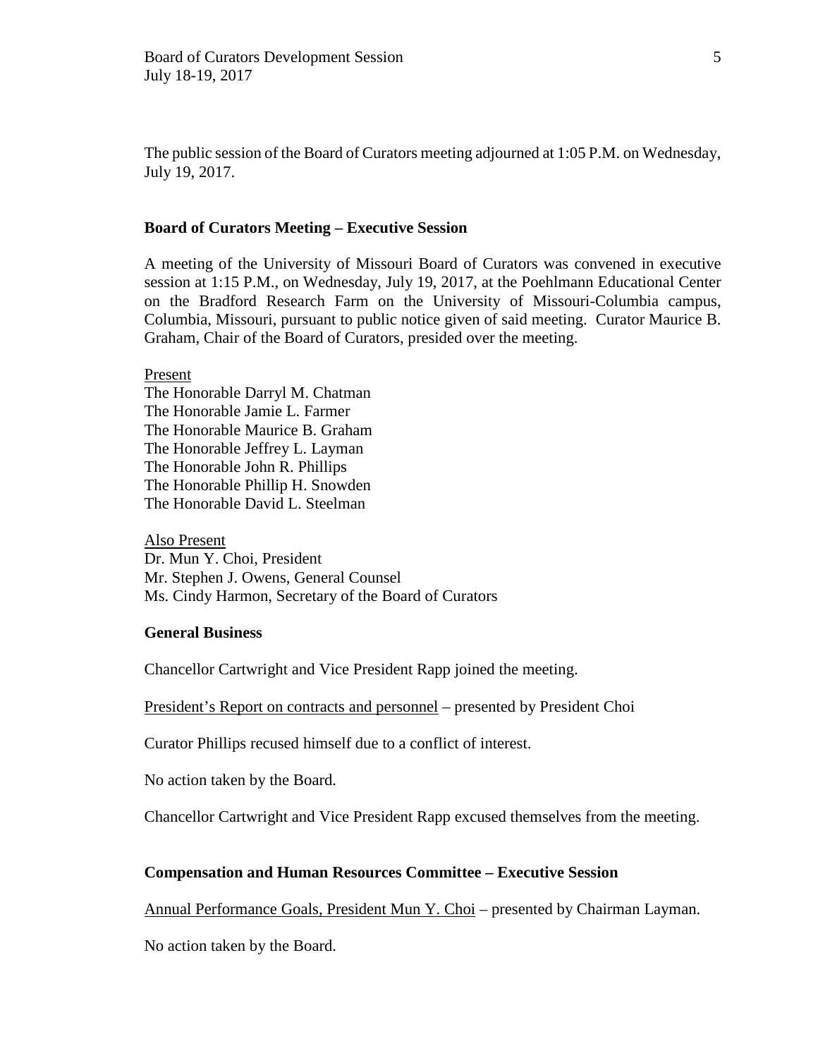The public session of the Board of Curators meeting adjourned at 1:05 P.M. on Wednesday, July 19, 2017.

**Board of Curators Meeting – Executive Session**

A meeting of the University of Missouri Board of Curators was convened in executive session at 1:15 P.M., on Wednesday, July 19, 2017, at the Poehlmann Educational Center on the Bradford Research Farm on the University of Missouri-Columbia campus, Columbia, Missouri, pursuant to public notice given of said meeting. Curator Maurice B. Graham, Chair of the Board of Curators, presided over the meeting.

Present
The Honorable Darryl M. Chatman
The Honorable Jamie L. Farmer
The Honorable Maurice B. Graham
The Honorable Jeffrey L. Layman
The Honorable John R. Phillips
The Honorable Phillip H. Snowden
The Honorable David L. Steelman

Also Present
Dr. Mun Y. Choi, President
Mr. Stephen J. Owens, General Counsel
Ms. Cindy Harmon, Secretary of the Board of Curators

**General Business**

Chancellor Cartwright and Vice President Rapp joined the meeting.

President's Report on contracts and personnel – presented by President Choi

Curator Phillips recused himself due to a conflict of interest.

No action taken by the Board.

Chancellor Cartwright and Vice President Rapp excused themselves from the meeting.

**Compensation and Human Resources Committee – Executive Session**

Annual Performance Goals, President Mun Y. Choi – presented by Chairman Layman.

No action taken by the Board.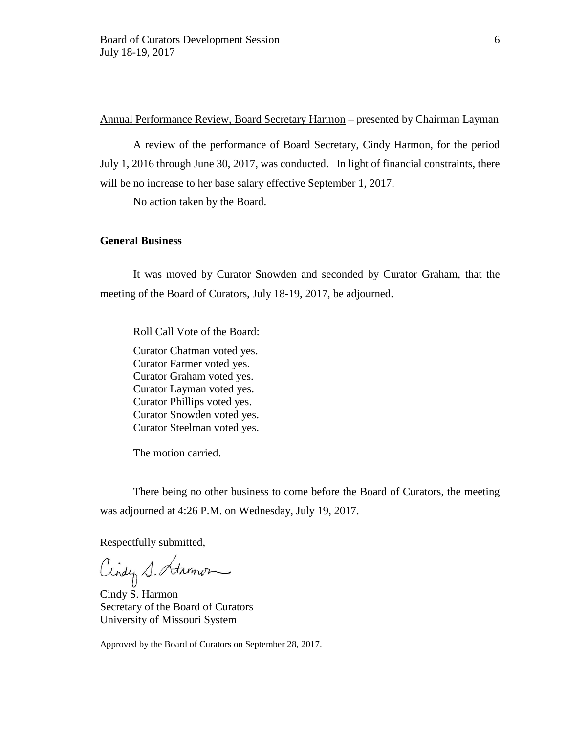Annual Performance Review, Board Secretary Harmon – presented by Chairman Layman

A review of the performance of Board Secretary, Cindy Harmon, for the period July 1, 2016 through June 30, 2017, was conducted. In light of financial constraints, there will be no increase to her base salary effective September 1, 2017.

No action taken by the Board.

**General Business**

It was moved by Curator Snowden and seconded by Curator Graham, that the meeting of the Board of Curators, July 18-19, 2017, be adjourned.

Roll Call Vote of the Board:

Curator Chatman voted yes.
Curator Farmer voted yes.
Curator Graham voted yes.
Curator Layman voted yes.
Curator Phillips voted yes.
Curator Snowden voted yes.
Curator Steelman voted yes.

The motion carried.

There being no other business to come before the Board of Curators, the meeting was adjourned at 4:26 P.M. on Wednesday, July 19, 2017.

Respectfully submitted,

Cindy S. Harmon
Secretary of the Board of Curators
University of Missouri System

Approved by the Board of Curators on September 28, 2017.